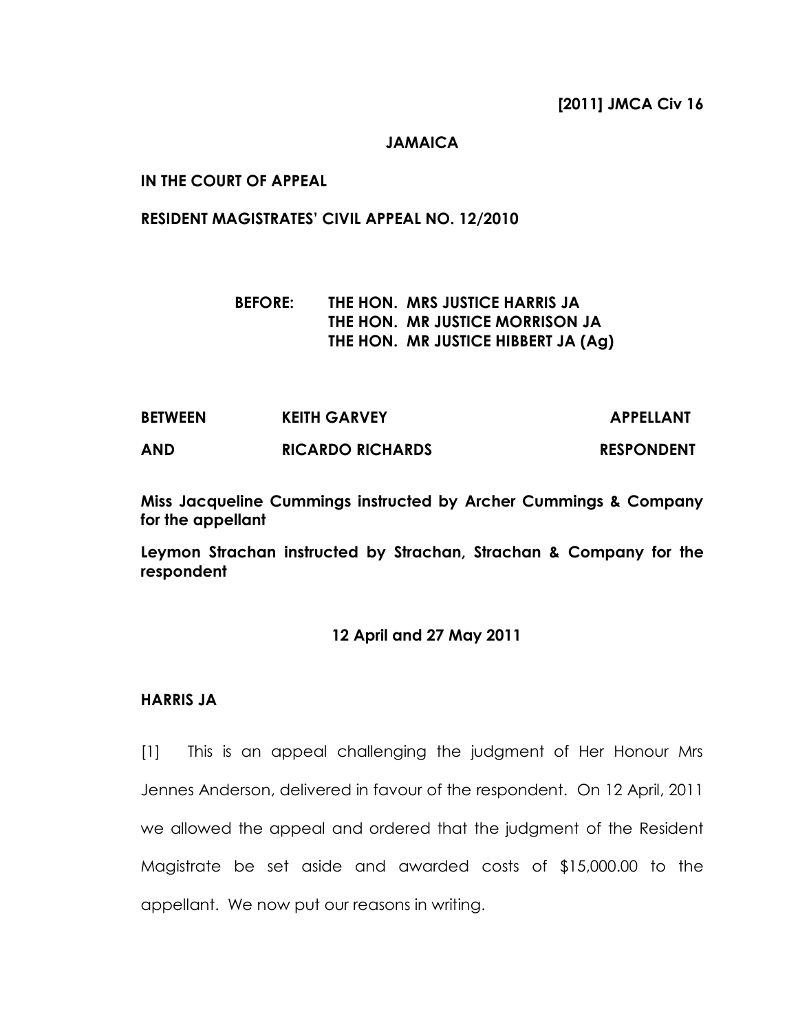**[2011] JMCA Civ 16**

**JAMAICA**

**IN THE COURT OF APPEAL**

**RESIDENT MAGISTRATES' CIVIL APPEAL NO. 12/2010**

**BEFORE: THE HON. MRS JUSTICE HARRIS JA**
**THE HON. MR JUSTICE MORRISON JA**
**THE HON. MR JUSTICE HIBBERT JA (Ag)**

| | | |
|---|---|---|
| **BETWEEN** | **KEITH GARVEY** | **APPELLANT** |
| **AND** | **RICARDO RICHARDS** | **RESPONDENT** |

**Miss Jacqueline Cummings instructed by Archer Cummings & Company for the appellant**

**Leymon Strachan instructed by Strachan, Strachan & Company for the respondent**

**12 April and 27 May 2011**

**HARRIS JA**

[1] This is an appeal challenging the judgment of Her Honour Mrs Jennes Anderson, delivered in favour of the respondent. On 12 April, 2011 we allowed the appeal and ordered that the judgment of the Resident Magistrate be set aside and awarded costs of $15,000.00 to the appellant. We now put our reasons in writing.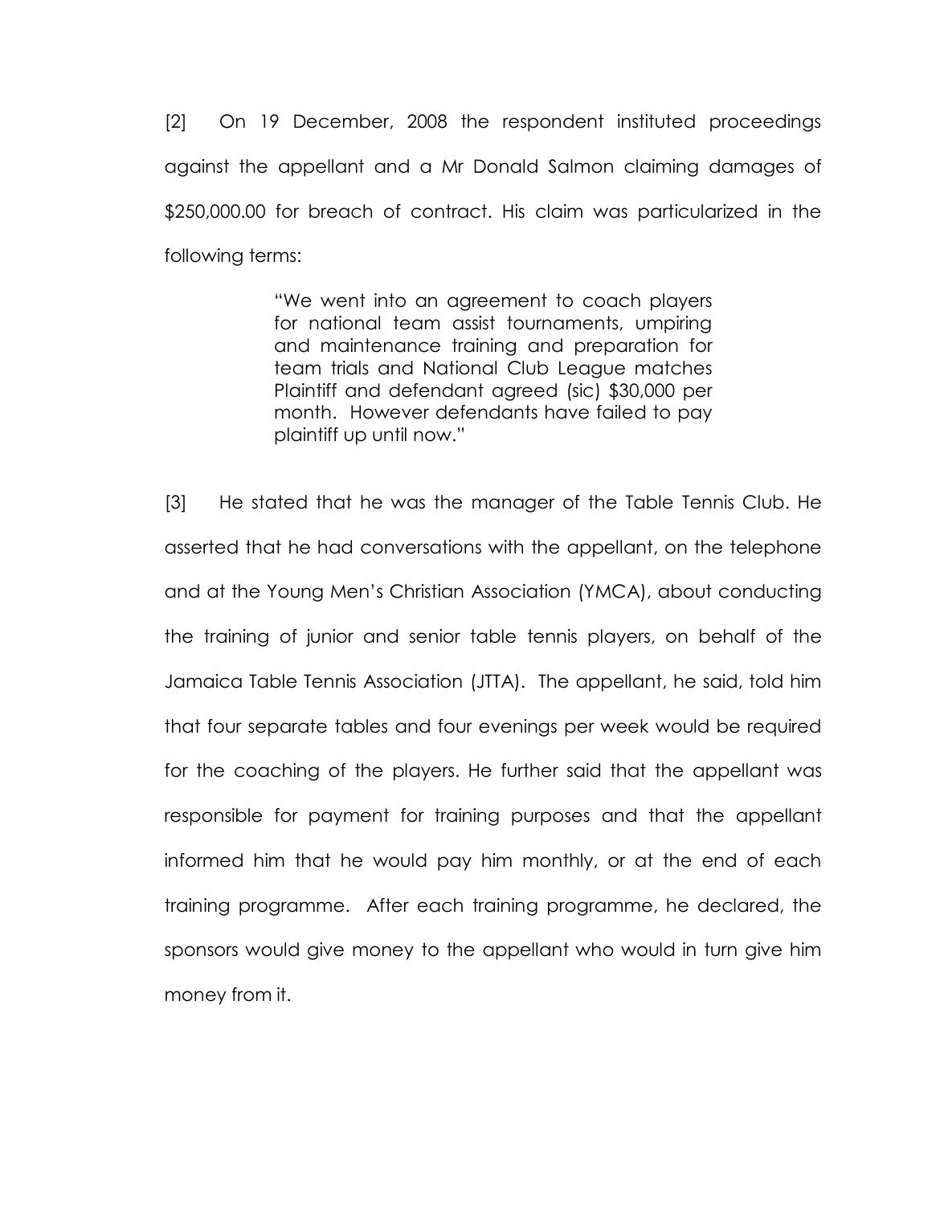[2] On 19 December, 2008 the respondent instituted proceedings against the appellant and a Mr Donald Salmon claiming damages of $250,000.00 for breach of contract. His claim was particularized in the following terms:

> "We went into an agreement to coach players for national team assist tournaments, umpiring and maintenance training and preparation for team trials and National Club League matches Plaintiff and defendant agreed (sic) $30,000 per month. However defendants have failed to pay plaintiff up until now."

[3] He stated that he was the manager of the Table Tennis Club. He asserted that he had conversations with the appellant, on the telephone and at the Young Men's Christian Association (YMCA), about conducting the training of junior and senior table tennis players, on behalf of the Jamaica Table Tennis Association (JTTA). The appellant, he said, told him that four separate tables and four evenings per week would be required for the coaching of the players. He further said that the appellant was responsible for payment for training purposes and that the appellant informed him that he would pay him monthly, or at the end of each training programme. After each training programme, he declared, the sponsors would give money to the appellant who would in turn give him money from it.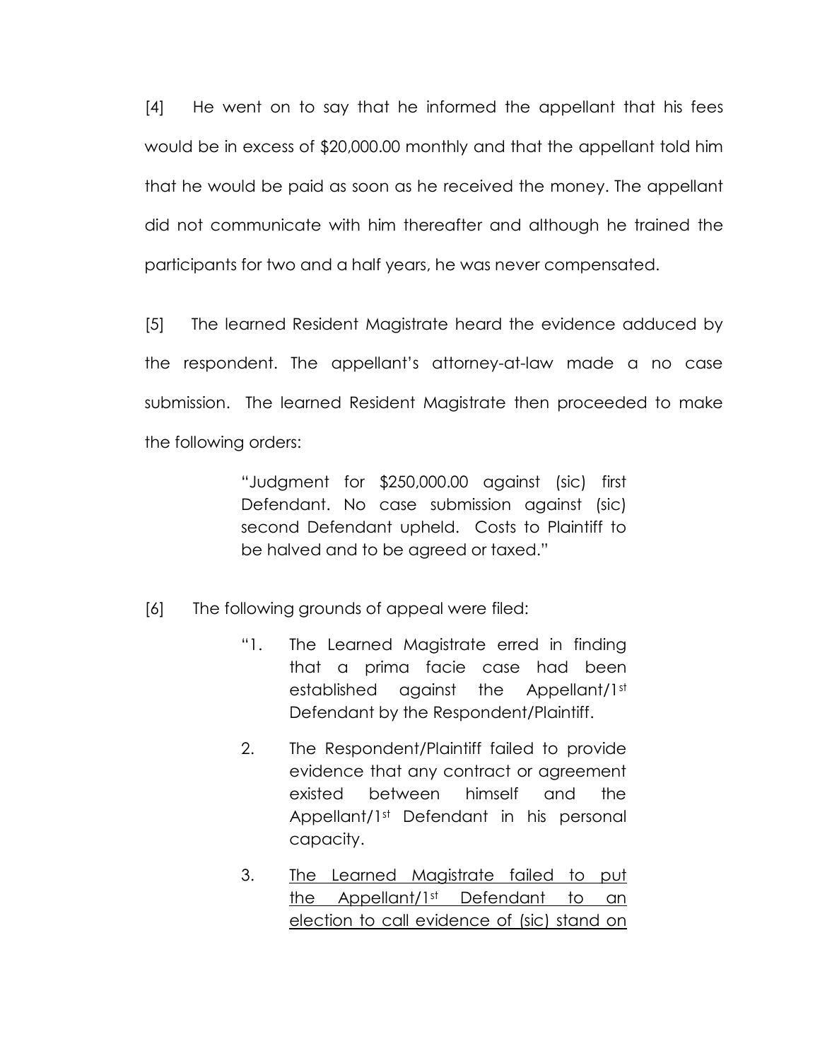[4] He went on to say that he informed the appellant that his fees would be in excess of $20,000.00 monthly and that the appellant told him that he would be paid as soon as he received the money. The appellant did not communicate with him thereafter and although he trained the participants for two and a half years, he was never compensated.

[5] The learned Resident Magistrate heard the evidence adduced by the respondent. The appellant's attorney-at-law made a no case submission. The learned Resident Magistrate then proceeded to make the following orders:

> "Judgment for $250,000.00 against (sic) first Defendant. No case submission against (sic) second Defendant upheld. Costs to Plaintiff to be halved and to be agreed or taxed."

[6] The following grounds of appeal were filed:

> "1. The Learned Magistrate erred in finding that a prima facie case had been established against the Appellant/1st Defendant by the Respondent/Plaintiff.
>
> 2. The Respondent/Plaintiff failed to provide evidence that any contract or agreement existed between himself and the Appellant/1st Defendant in his personal capacity.
>
> 3. <u>The Learned Magistrate failed to put the Appellant/1st Defendant to an election to call evidence of (sic) stand on</u>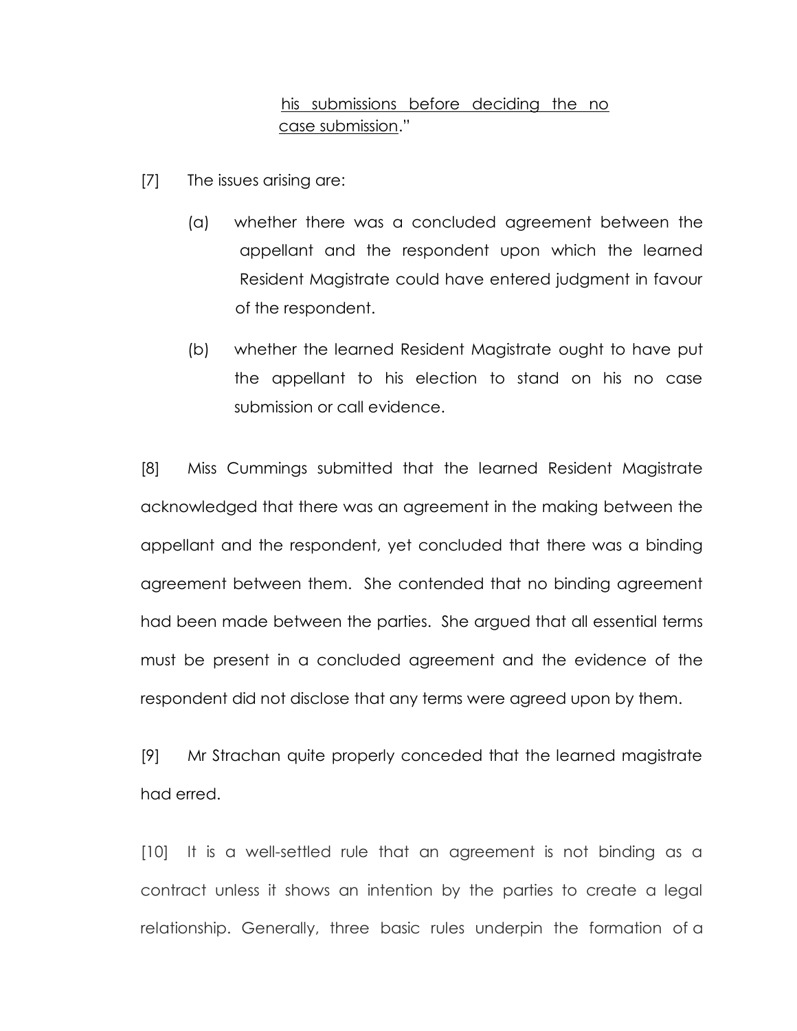> <u>his submissions before deciding the no case submission</u>."

[7] The issues arising are:

> (a) whether there was a concluded agreement between the appellant and the respondent upon which the learned Resident Magistrate could have entered judgment in favour of the respondent.
>
> (b) whether the learned Resident Magistrate ought to have put the appellant to his election to stand on his no case submission or call evidence.

[8] Miss Cummings submitted that the learned Resident Magistrate acknowledged that there was an agreement in the making between the appellant and the respondent, yet concluded that there was a binding agreement between them. She contended that no binding agreement had been made between the parties. She argued that all essential terms must be present in a concluded agreement and the evidence of the respondent did not disclose that any terms were agreed upon by them.

[9] Mr Strachan quite properly conceded that the learned magistrate had erred.

[10] It is a well-settled rule that an agreement is not binding as a contract unless it shows an intention by the parties to create a legal relationship. Generally, three basic rules underpin the formation of a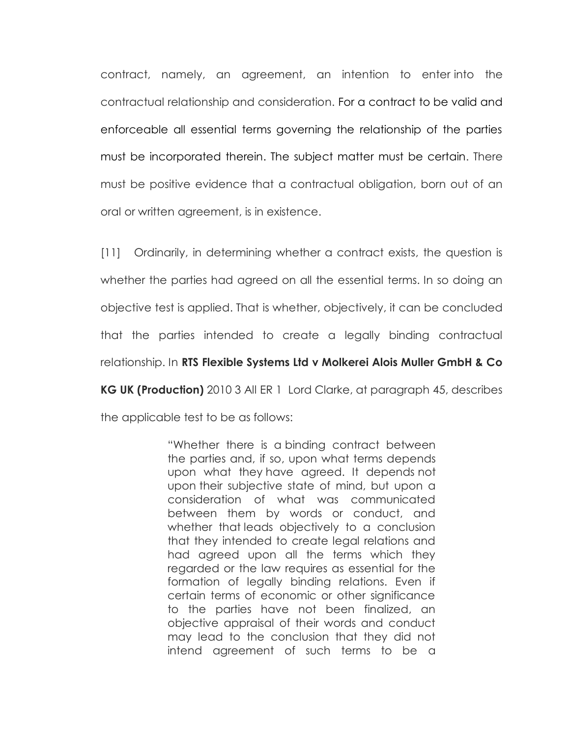contract, namely, an agreement, an intention to enter into the contractual relationship and consideration. For a contract to be valid and enforceable all essential terms governing the relationship of the parties must be incorporated therein. The subject matter must be certain. There must be positive evidence that a contractual obligation, born out of an oral or written agreement, is in existence.

[11] Ordinarily, in determining whether a contract exists, the question is whether the parties had agreed on all the essential terms. In so doing an objective test is applied. That is whether, objectively, it can be concluded that the parties intended to create a legally binding contractual relationship. In **RTS Flexible Systems Ltd v Molkerei Alois Muller GmbH & Co KG UK (Production)** 2010 3 All ER 1 Lord Clarke, at paragraph 45, describes the applicable test to be as follows:

> "Whether there is a binding contract between the parties and, if so, upon what terms depends upon what they have agreed. It depends not upon their subjective state of mind, but upon a consideration of what was communicated between them by words or conduct, and whether that leads objectively to a conclusion that they intended to create legal relations and had agreed upon all the terms which they regarded or the law requires as essential for the formation of legally binding relations. Even if certain terms of economic or other significance to the parties have not been finalized, an objective appraisal of their words and conduct may lead to the conclusion that they did not intend agreement of such terms to be a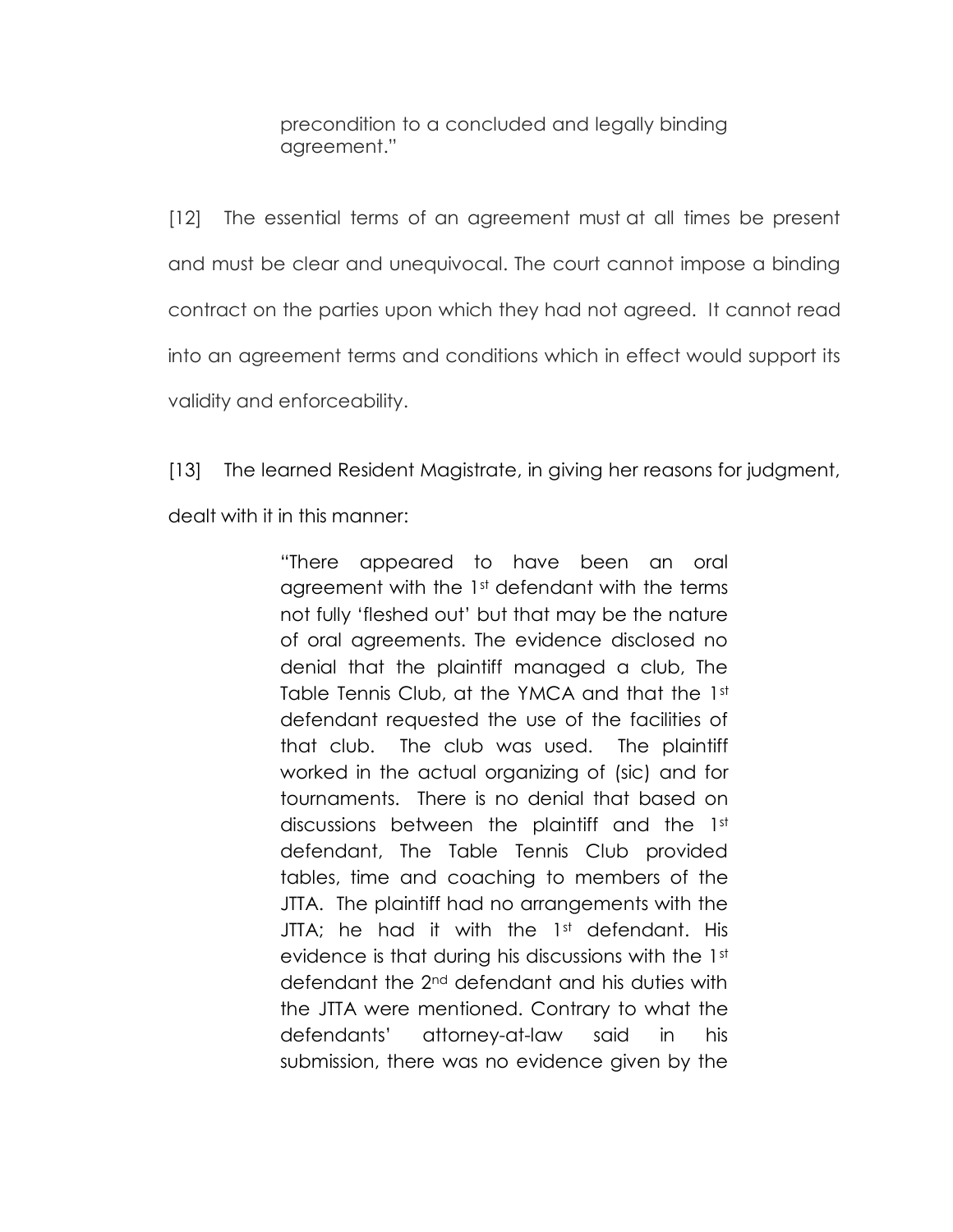> precondition to a concluded and legally binding agreement."

[12] The essential terms of an agreement must at all times be present and must be clear and unequivocal. The court cannot impose a binding contract on the parties upon which they had not agreed. It cannot read into an agreement terms and conditions which in effect would support its validity and enforceability.

[13] The learned Resident Magistrate, in giving her reasons for judgment, dealt with it in this manner:

> "There appeared to have been an oral agreement with the 1st defendant with the terms not fully 'fleshed out' but that may be the nature of oral agreements. The evidence disclosed no denial that the plaintiff managed a club, The Table Tennis Club, at the YMCA and that the 1st defendant requested the use of the facilities of that club. The club was used. The plaintiff worked in the actual organizing of (sic) and for tournaments. There is no denial that based on discussions between the plaintiff and the 1st defendant, The Table Tennis Club provided tables, time and coaching to members of the JTTA. The plaintiff had no arrangements with the JTTA; he had it with the 1st defendant. His evidence is that during his discussions with the 1st defendant the 2nd defendant and his duties with the JTTA were mentioned. Contrary to what the defendants' attorney-at-law said in his submission, there was no evidence given by the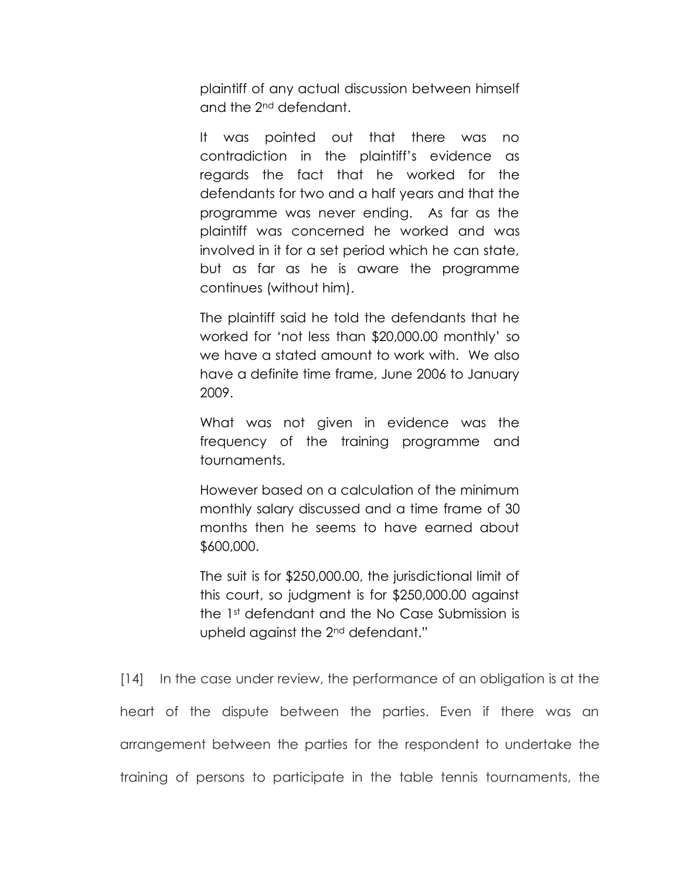> plaintiff of any actual discussion between himself and the 2nd defendant.
>
> It was pointed out that there was no contradiction in the plaintiff's evidence as regards the fact that he worked for the defendants for two and a half years and that the programme was never ending. As far as the plaintiff was concerned he worked and was involved in it for a set period which he can state, but as far as he is aware the programme continues (without him).
>
> The plaintiff said he told the defendants that he worked for 'not less than $20,000.00 monthly' so we have a stated amount to work with. We also have a definite time frame, June 2006 to January 2009.
>
> What was not given in evidence was the frequency of the training programme and tournaments.
>
> However based on a calculation of the minimum monthly salary discussed and a time frame of 30 months then he seems to have earned about $600,000.
>
> The suit is for $250,000.00, the jurisdictional limit of this court, so judgment is for $250,000.00 against the 1st defendant and the No Case Submission is upheld against the 2nd defendant."

[14] In the case under review, the performance of an obligation is at the heart of the dispute between the parties. Even if there was an arrangement between the parties for the respondent to undertake the training of persons to participate in the table tennis tournaments, the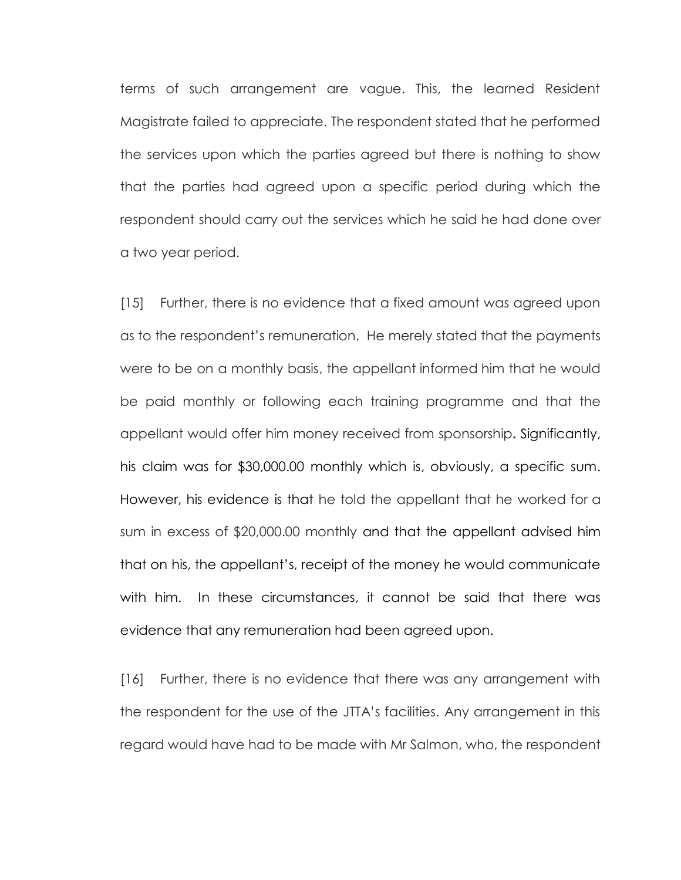terms of such arrangement are vague. This, the learned Resident Magistrate failed to appreciate. The respondent stated that he performed the services upon which the parties agreed but there is nothing to show that the parties had agreed upon a specific period during which the respondent should carry out the services which he said he had done over a two year period.

[15] Further, there is no evidence that a fixed amount was agreed upon as to the respondent's remuneration. He merely stated that the payments were to be on a monthly basis, the appellant informed him that he would be paid monthly or following each training programme and that the appellant would offer him money received from sponsorship. Significantly, his claim was for $30,000.00 monthly which is, obviously, a specific sum. However, his evidence is that he told the appellant that he worked for a sum in excess of $20,000.00 monthly and that the appellant advised him that on his, the appellant's, receipt of the money he would communicate with him. In these circumstances, it cannot be said that there was evidence that any remuneration had been agreed upon.

[16] Further, there is no evidence that there was any arrangement with the respondent for the use of the JTTA's facilities. Any arrangement in this regard would have had to be made with Mr Salmon, who, the respondent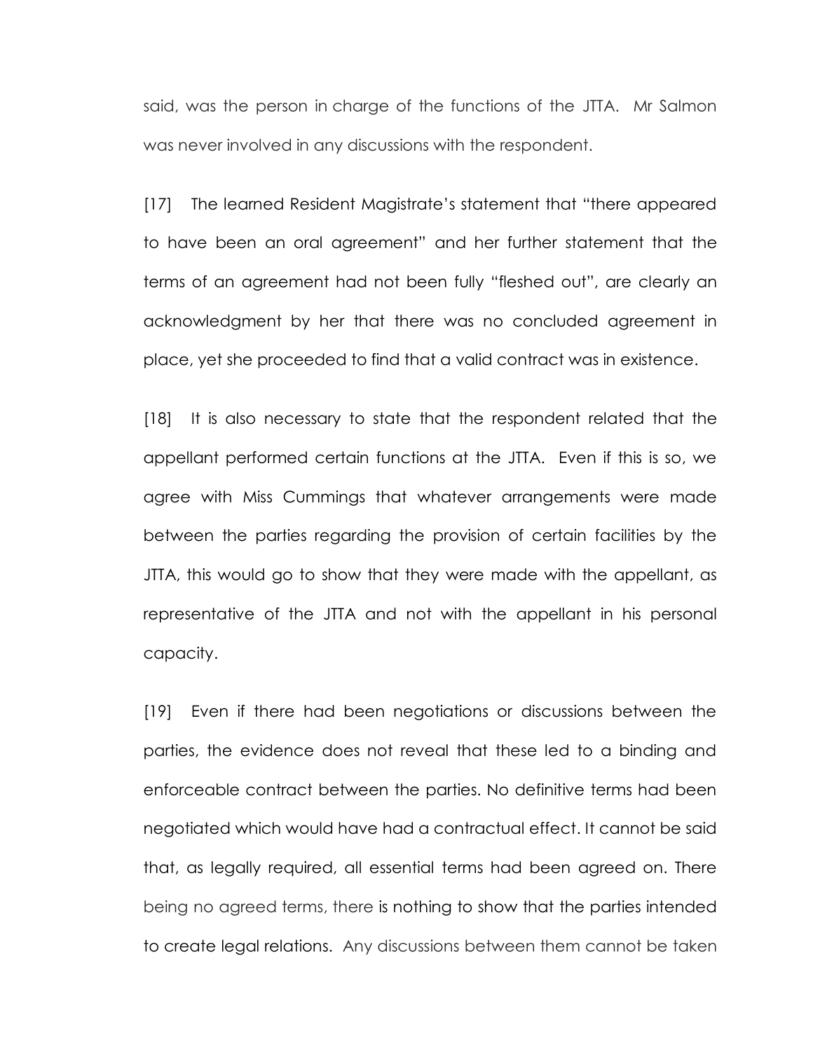said, was the person in charge of the functions of the JTTA. Mr Salmon was never involved in any discussions with the respondent.

[17] The learned Resident Magistrate's statement that "there appeared to have been an oral agreement" and her further statement that the terms of an agreement had not been fully "fleshed out", are clearly an acknowledgment by her that there was no concluded agreement in place, yet she proceeded to find that a valid contract was in existence.

[18] It is also necessary to state that the respondent related that the appellant performed certain functions at the JTTA. Even if this is so, we agree with Miss Cummings that whatever arrangements were made between the parties regarding the provision of certain facilities by the JTTA, this would go to show that they were made with the appellant, as representative of the JTTA and not with the appellant in his personal capacity.

[19] Even if there had been negotiations or discussions between the parties, the evidence does not reveal that these led to a binding and enforceable contract between the parties. No definitive terms had been negotiated which would have had a contractual effect. It cannot be said that, as legally required, all essential terms had been agreed on. There being no agreed terms, there is nothing to show that the parties intended to create legal relations. Any discussions between them cannot be taken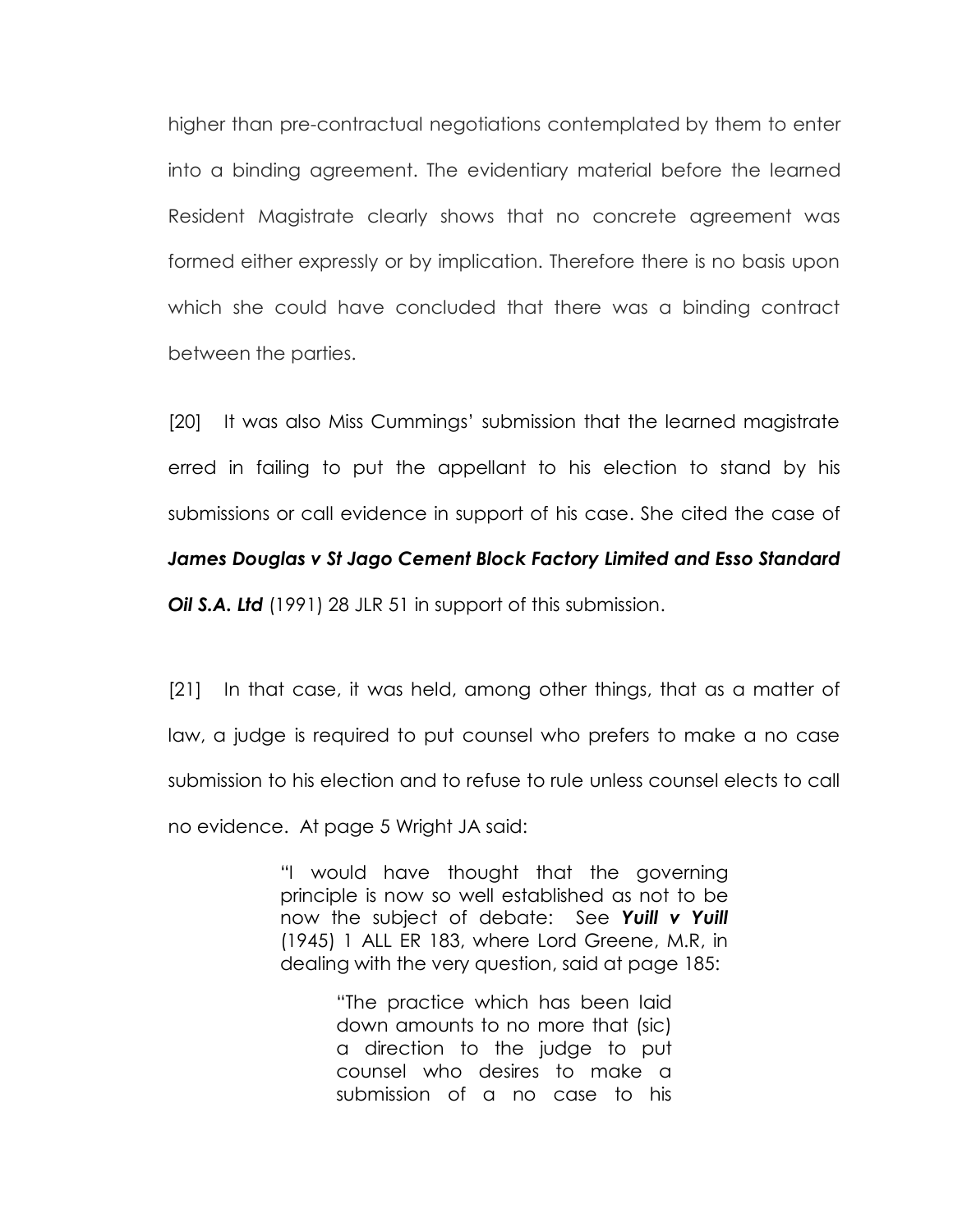higher than pre-contractual negotiations contemplated by them to enter into a binding agreement. The evidentiary material before the learned Resident Magistrate clearly shows that no concrete agreement was formed either expressly or by implication. Therefore there is no basis upon which she could have concluded that there was a binding contract between the parties.

[20] It was also Miss Cummings' submission that the learned magistrate erred in failing to put the appellant to his election to stand by his submissions or call evidence in support of his case. She cited the case of ***James Douglas v St Jago Cement Block Factory Limited and Esso Standard Oil S.A. Ltd*** (1991) 28 JLR 51 in support of this submission.

[21] In that case, it was held, among other things, that as a matter of law, a judge is required to put counsel who prefers to make a no case submission to his election and to refuse to rule unless counsel elects to call no evidence. At page 5 Wright JA said:

> "I would have thought that the governing principle is now so well established as not to be now the subject of debate: See ***Yuill v Yuill*** (1945) 1 ALL ER 183, where Lord Greene, M.R, in dealing with the very question, said at page 185:
>
> > "The practice which has been laid down amounts to no more that (sic) a direction to the judge to put counsel who desires to make a submission of a no case to his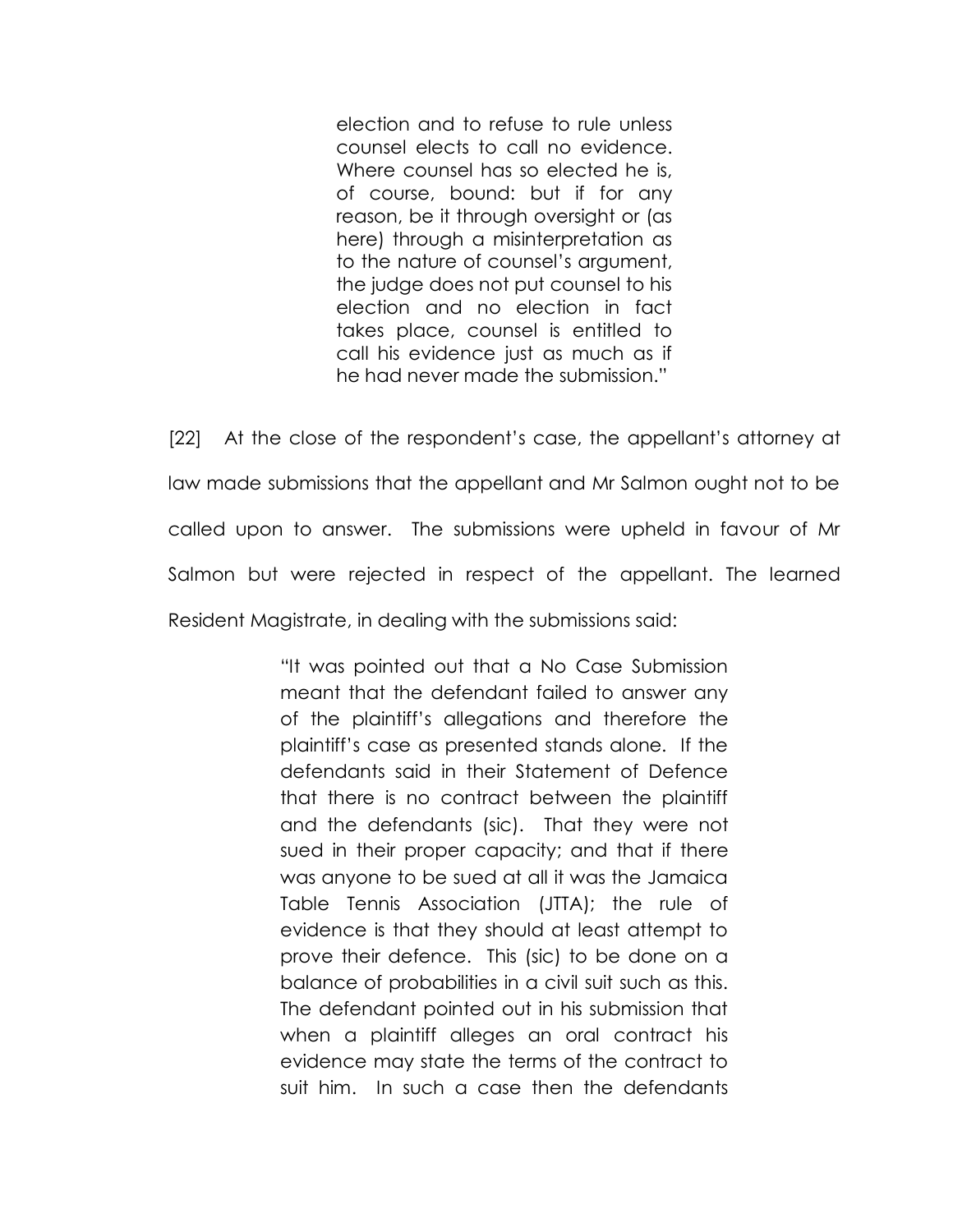> election and to refuse to rule unless counsel elects to call no evidence. Where counsel has so elected he is, of course, bound: but if for any reason, be it through oversight or (as here) through a misinterpretation as to the nature of counsel's argument, the judge does not put counsel to his election and no election in fact takes place, counsel is entitled to call his evidence just as much as if he had never made the submission."

[22] At the close of the respondent's case, the appellant's attorney at law made submissions that the appellant and Mr Salmon ought not to be called upon to answer. The submissions were upheld in favour of Mr Salmon but were rejected in respect of the appellant. The learned Resident Magistrate, in dealing with the submissions said:

> "It was pointed out that a No Case Submission meant that the defendant failed to answer any of the plaintiff's allegations and therefore the plaintiff's case as presented stands alone. If the defendants said in their Statement of Defence that there is no contract between the plaintiff and the defendants (sic). That they were not sued in their proper capacity; and that if there was anyone to be sued at all it was the Jamaica Table Tennis Association (JTTA); the rule of evidence is that they should at least attempt to prove their defence. This (sic) to be done on a balance of probabilities in a civil suit such as this. The defendant pointed out in his submission that when a plaintiff alleges an oral contract his evidence may state the terms of the contract to suit him. In such a case then the defendants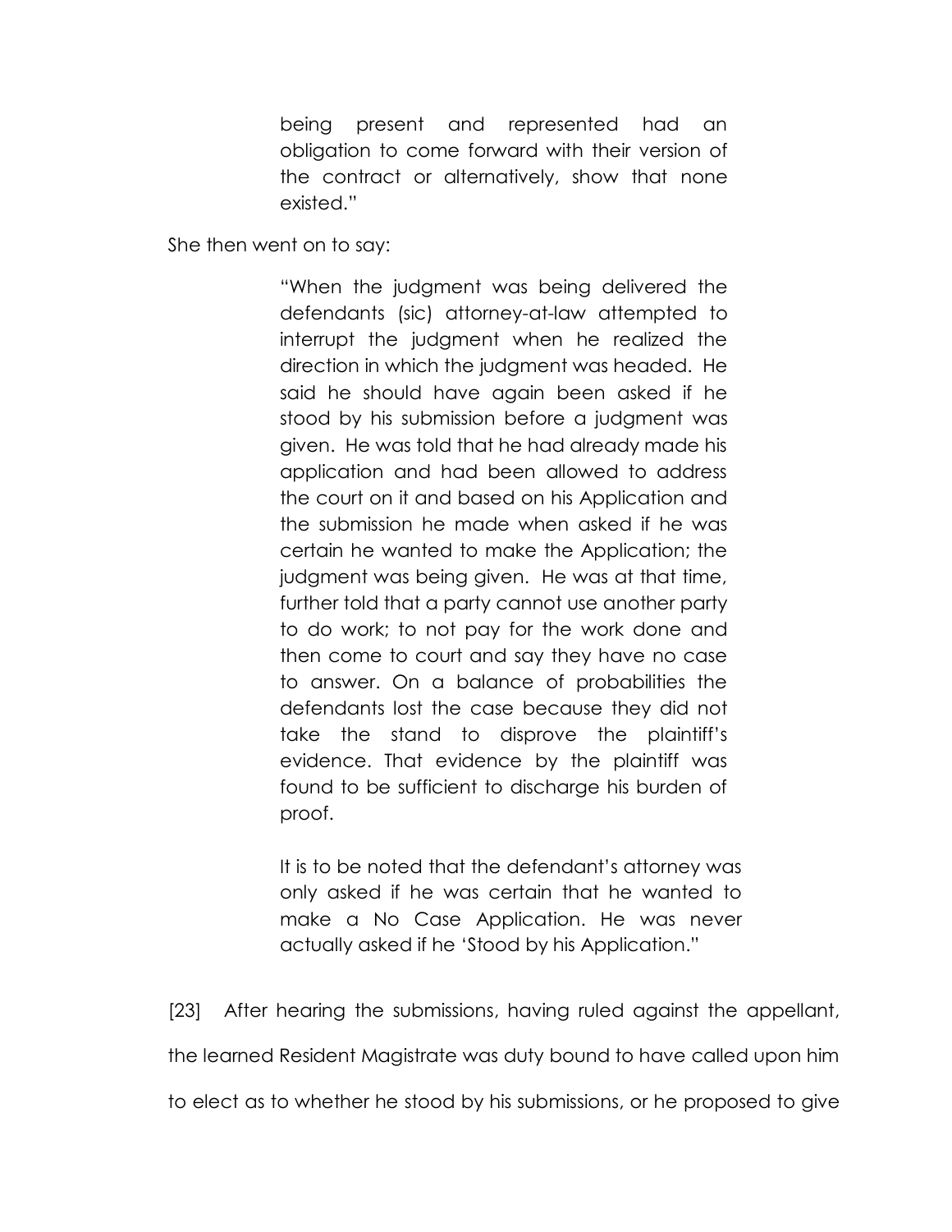> being present and represented had an obligation to come forward with their version of the contract or alternatively, show that none existed."

She then went on to say:

> "When the judgment was being delivered the defendants (sic) attorney-at-law attempted to interrupt the judgment when he realized the direction in which the judgment was headed. He said he should have again been asked if he stood by his submission before a judgment was given. He was told that he had already made his application and had been allowed to address the court on it and based on his Application and the submission he made when asked if he was certain he wanted to make the Application; the judgment was being given. He was at that time, further told that a party cannot use another party to do work; to not pay for the work done and then come to court and say they have no case to answer. On a balance of probabilities the defendants lost the case because they did not take the stand to disprove the plaintiff's evidence. That evidence by the plaintiff was found to be sufficient to discharge his burden of proof.
>
> It is to be noted that the defendant's attorney was only asked if he was certain that he wanted to make a No Case Application. He was never actually asked if he 'Stood by his Application."

[23] After hearing the submissions, having ruled against the appellant, the learned Resident Magistrate was duty bound to have called upon him to elect as to whether he stood by his submissions, or he proposed to give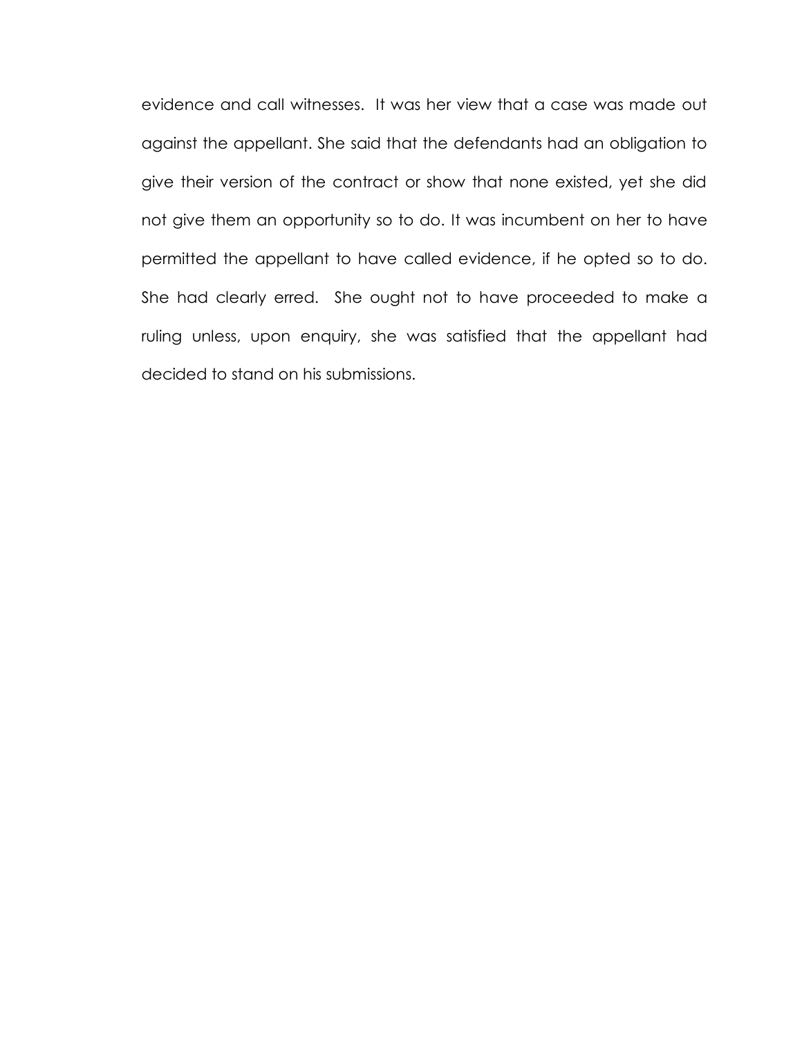evidence and call witnesses. It was her view that a case was made out against the appellant. She said that the defendants had an obligation to give their version of the contract or show that none existed, yet she did not give them an opportunity so to do. It was incumbent on her to have permitted the appellant to have called evidence, if he opted so to do. She had clearly erred. She ought not to have proceeded to make a ruling unless, upon enquiry, she was satisfied that the appellant had decided to stand on his submissions.